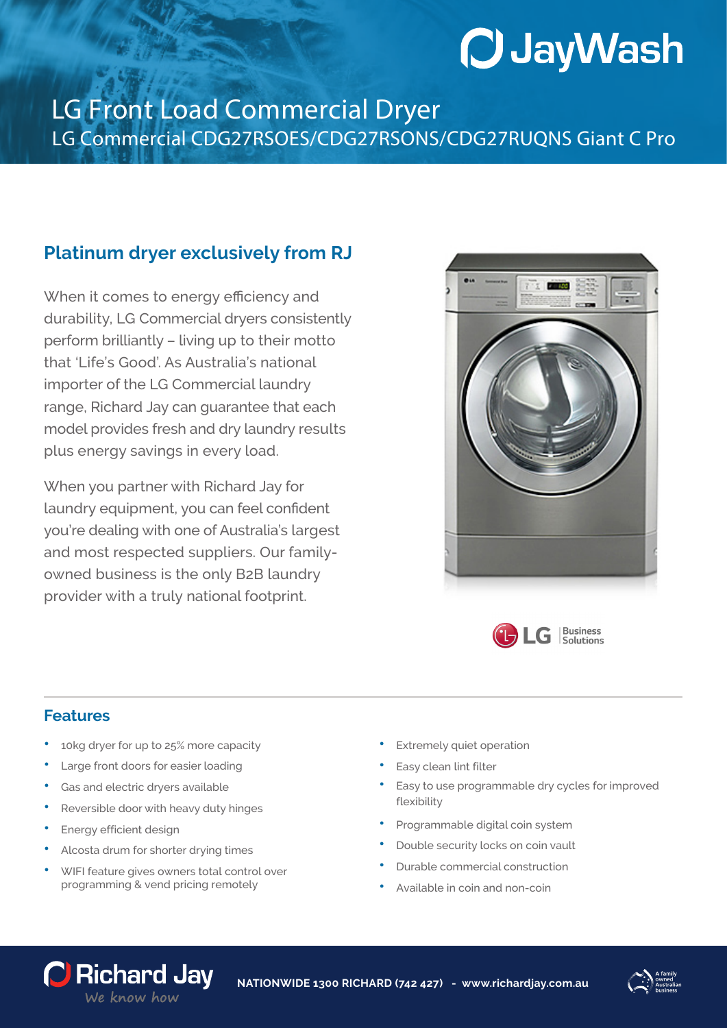JayWash

# LG Front Load Commercial Dryer

LG Commercial CDG27RSOES/CDG27RSONS/CDG27RUQNS Giant C Pro

## Platinum dryer exclusively from RJ

When it comes to energy efficiency and durability, LG Commercial dryers consistently perform brilliantly – living up to their motto that 'Life's Good'. As Australia's national importer of the LG Commercial laundry range, Richard Jay can guarantee that each model provides fresh and dry laundry results plus energy savings in every load.

When you partner with Richard Jay for laundry equipment, you can feel confident you're dealing with one of Australia's largest and most respected suppliers. Our family-owned business is the only B2B laundry provider with a truly national footprint.

LG Business Solutions

## Features

- 10kg dryer for up to 25% more capacity
- Large front doors for easier loading
- Gas and electric dryers available
- Reversible door with heavy duty hinges
- Energy efficient design
- Alcosta drum for shorter drying times
- WIFI feature gives owners total control over programming & vend pricing remotely
- Extremely quiet operation
- Easy clean lint filter
- Easy to use programmable dry cycles for improved flexibility
- Programmable digital coin system
- Double security locks on coin vault
- Durable commercial construction
- Available in coin and non-coin

Richard Jay
We know how

NATIONWIDE 1300 RICHARD (742 427) - www.richardjay.com.au

A family owned Australian business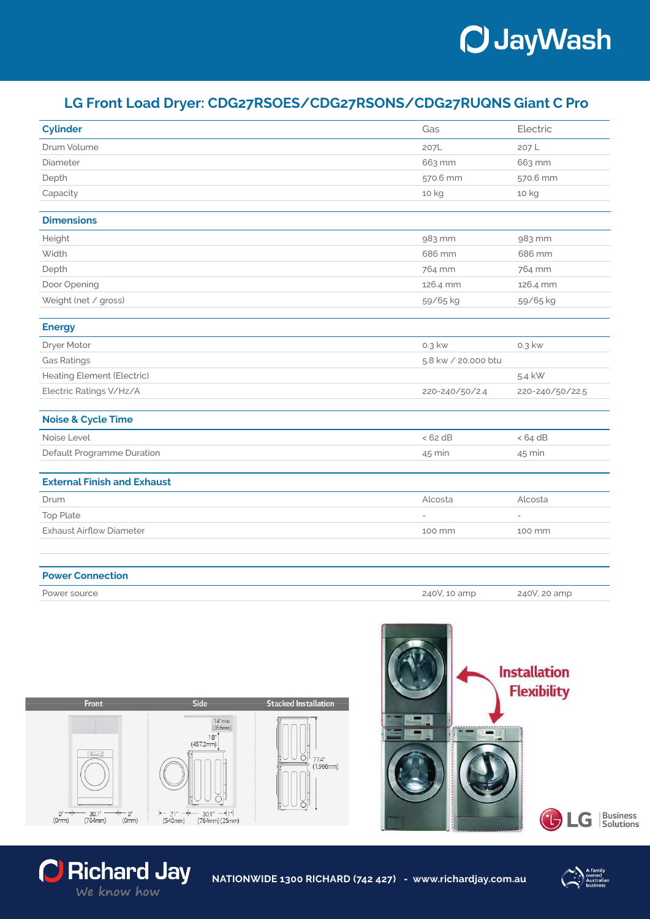# LG Front Load Dryer: CDG27RSOES/CDG27RSONS/CDG27RUQNS Giant C Pro

| Cylinder | Gas | Electric |
|---|---|---|
| Drum Volume | 207L | 207 L |
| Diameter | 663 mm | 663 mm |
| Depth | 570.6 mm | 570.6 mm |
| Capacity | 10 kg | 10 kg |

| Dimensions | | |
|---|---|---|
| Height | 983 mm | 983 mm |
| Width | 686 mm | 686 mm |
| Depth | 764 mm | 764 mm |
| Door Opening | 126.4 mm | 126.4 mm |
| Weight (net / gross) | 59/65 kg | 59/65 kg |

| Energy | | |
|---|---|---|
| Dryer Motor | 0.3 kw | 0.3 kw |
| Gas Ratings | 5.8 kw / 20,000 btu | |
| Heating Element (Electric) | | 5.4 kW |
| Electric Ratings V/Hz/A | 220-240/50/2.4 | 220-240/50/22.5 |

| Noise & Cycle Time | | |
|---|---|---|
| Noise Level | < 62 dB | < 64 dB |
| Default Programme Duration | 45 min | 45 min |

| External Finish and Exhaust | | |
|---|---|---|
| Drum | Alcosta | Alcosta |
| Top Plate | - | - |
| Exhaust Airflow Diameter | 100 mm | 100 mm |

| Power Connection | | |
|---|---|---|
| Power source | 240V, 10 amp | 240V, 20 amp |

Front

0" (0mm) 30.1" (764mm) 0" (0mm)

Side

14" max (356mm) 18" (457.2mm)

21" (540mm) 30.1" (764mm) 1" (25mm)

Stacked Installation

77.4" (1,966mm)

Installation Flexibility

LG Business Solutions

Richard Jay We know how

NATIONWIDE 1300 RICHARD (742 427) - www.richardjay.com.au

A family owned Australian business